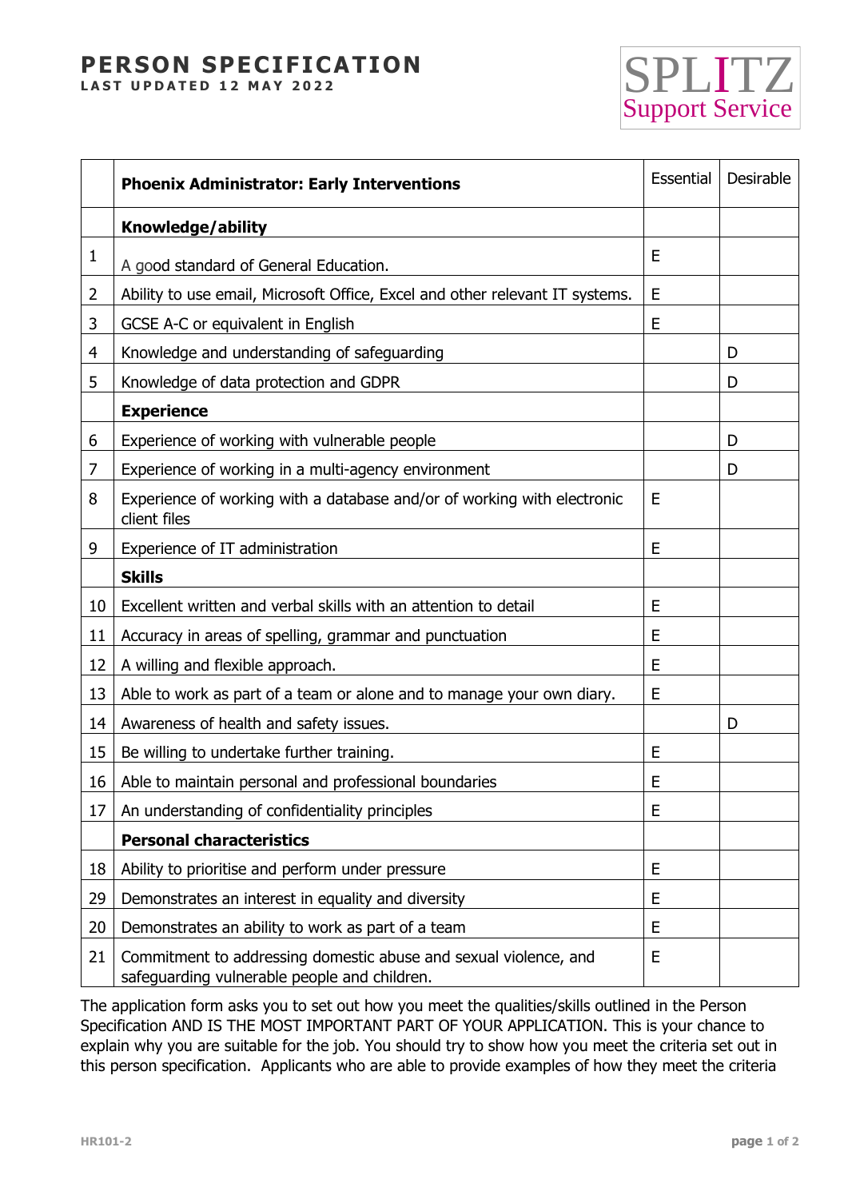# PERSON SPECIFICATION

**LAST UPDATED 12 MAY 2022**

SPLITZ Support Service

| | **Phoenix Administrator: Early Interventions** | Essential | Desirable |
|---|---|---|---|
| | **Knowledge/ability** | | |
| 1 | A good standard of General Education. | E | |
| 2 | Ability to use email, Microsoft Office, Excel and other relevant IT systems. | E | |
| 3 | GCSE A-C or equivalent in English | E | |
| 4 | Knowledge and understanding of safeguarding | | D |
| 5 | Knowledge of data protection and GDPR | | D |
| | **Experience** | | |
| 6 | Experience of working with vulnerable people | | D |
| 7 | Experience of working in a multi-agency environment | | D |
| 8 | Experience of working with a database and/or of working with electronic client files | E | |
| 9 | Experience of IT administration | E | |
| | **Skills** | | |
| 10 | Excellent written and verbal skills with an attention to detail | E | |
| 11 | Accuracy in areas of spelling, grammar and punctuation | E | |
| 12 | A willing and flexible approach. | E | |
| 13 | Able to work as part of a team or alone and to manage your own diary. | E | |
| 14 | Awareness of health and safety issues. | | D |
| 15 | Be willing to undertake further training. | E | |
| 16 | Able to maintain personal and professional boundaries | E | |
| 17 | An understanding of confidentiality principles | E | |
| | **Personal characteristics** | | |
| 18 | Ability to prioritise and perform under pressure | E | |
| 29 | Demonstrates an interest in equality and diversity | E | |
| 20 | Demonstrates an ability to work as part of a team | E | |
| 21 | Commitment to addressing domestic abuse and sexual violence, and safeguarding vulnerable people and children. | E | |

The application form asks you to set out how you meet the qualities/skills outlined in the Person Specification AND IS THE MOST IMPORTANT PART OF YOUR APPLICATION. This is your chance to explain why you are suitable for the job. You should try to show how you meet the criteria set out in this person specification. Applicants who are able to provide examples of how they meet the criteria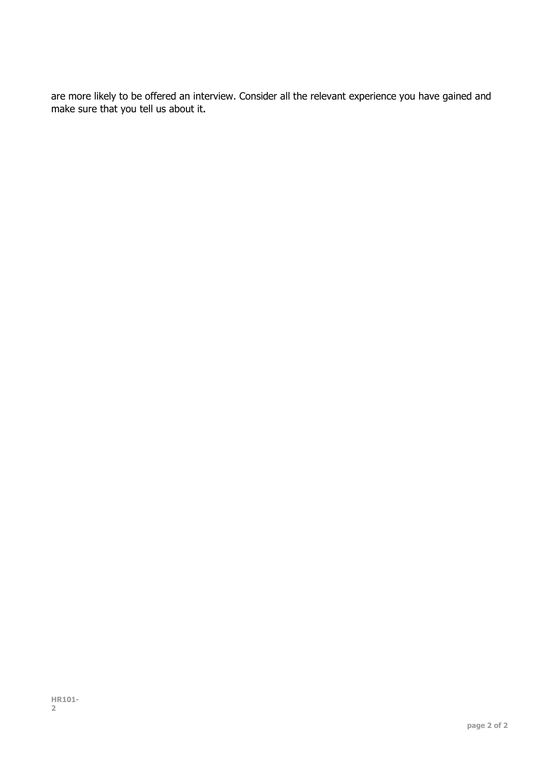are more likely to be offered an interview. Consider all the relevant experience you have gained and make sure that you tell us about it.